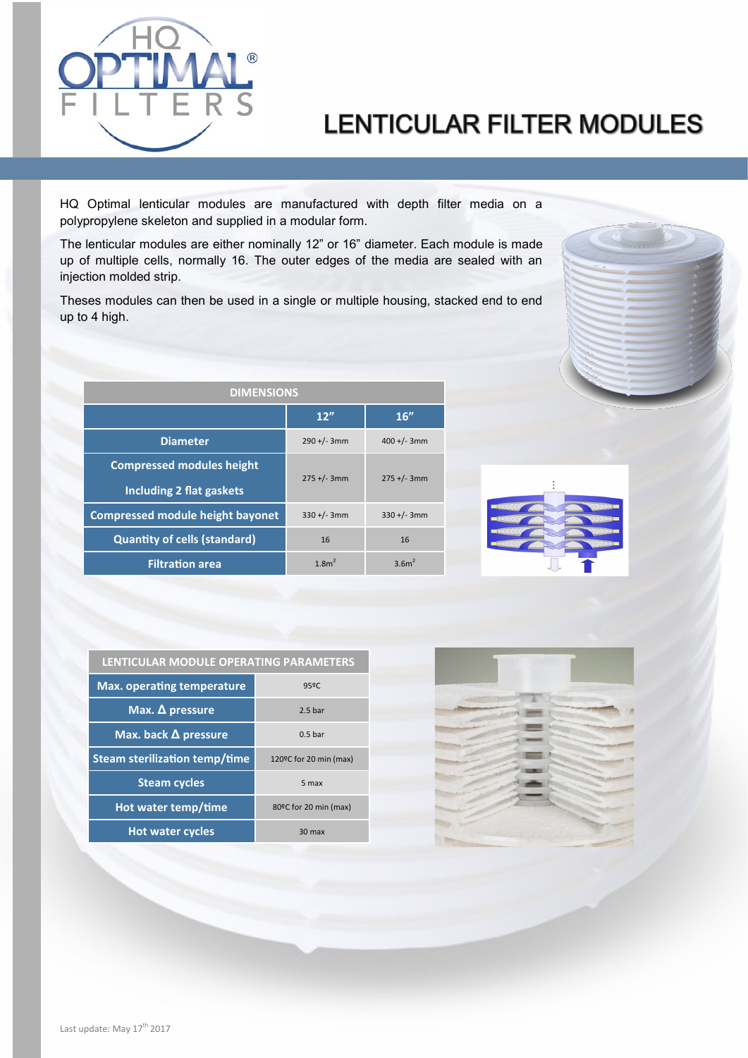# LENTICULAR FILTER MODULES

HQ Optimal lenticular modules are manufactured with depth filter media on a polypropylene skeleton and supplied in a modular form.

The lenticular modules are either nominally 12" or 16" diameter. Each module is made up of multiple cells, normally 16. The outer edges of the media are sealed with an injection molded strip.

Theses modules can then be used in a single or multiple housing, stacked end to end up to 4 high.

| DIMENSIONS | | |
|---|---|---|
| | 12" | 16" |
| Diameter | 290 +/- 3mm | 400 +/- 3mm |
| Compressed modules height Including 2 flat gaskets | 275 +/- 3mm | 275 +/- 3mm |
| Compressed module height bayonet | 330 +/- 3mm | 330 +/- 3mm |
| Quantity of cells (standard) | 16 | 16 |
| Filtration area | 1.8m² | 3.6m² |

| LENTICULAR MODULE OPERATING PARAMETERS | |
|---|---|
| Max. operating temperature | 95ºC |
| Max. Δ pressure | 2.5 bar |
| Max. back Δ pressure | 0.5 bar |
| Steam sterilization temp/time | 120ºC for 20 min (max) |
| Steam cycles | 5 max |
| Hot water temp/time | 80ºC for 20 min (max) |
| Hot water cycles | 30 max |

Last update: May 17th 2017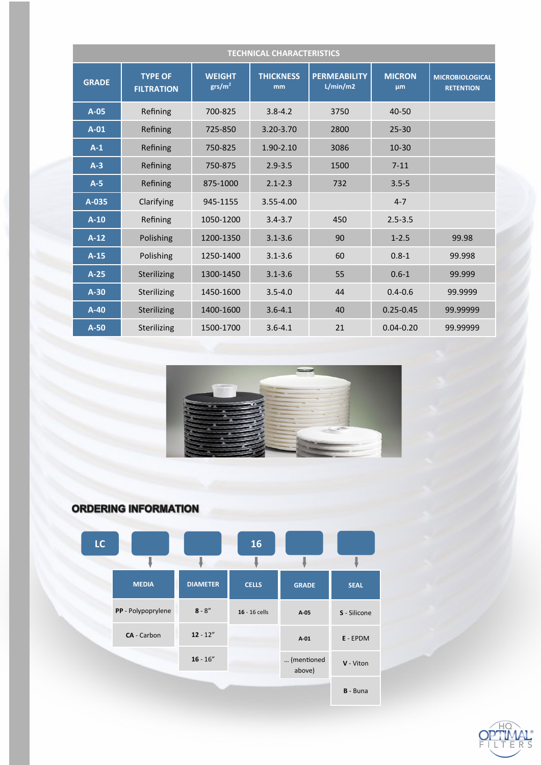## TECHNICAL CHARACTERISTICS

| GRADE | TYPE OF FILTRATION | WEIGHT grs/m² | THICKNESS mm | PERMEABILITY L/min/m2 | MICRON µm | MICROBIOLOGICAL RETENTION |
|---|---|---|---|---|---|---|
| A-05 | Refining | 700-825 | 3.8-4.2 | 3750 | 40-50 | |
| A-01 | Refining | 725-850 | 3.20-3.70 | 2800 | 25-30 | |
| A-1 | Refining | 750-825 | 1.90-2.10 | 3086 | 10-30 | |
| A-3 | Refining | 750-875 | 2.9-3.5 | 1500 | 7-11 | |
| A-5 | Refining | 875-1000 | 2.1-2.3 | 732 | 3.5-5 | |
| A-035 | Clarifying | 945-1155 | 3.55-4.00 | | 4-7 | |
| A-10 | Refining | 1050-1200 | 3.4-3.7 | 450 | 2.5-3.5 | |
| A-12 | Polishing | 1200-1350 | 3.1-3.6 | 90 | 1-2.5 | 99.98 |
| A-15 | Polishing | 1250-1400 | 3.1-3.6 | 60 | 0.8-1 | 99.998 |
| A-25 | Sterilizing | 1300-1450 | 3.1-3.6 | 55 | 0.6-1 | 99.999 |
| A-30 | Sterilizing | 1450-1600 | 3.5-4.0 | 44 | 0.4-0.6 | 99.9999 |
| A-40 | Sterilizing | 1400-1600 | 3.6-4.1 | 40 | 0.25-0.45 | 99.99999 |
| A-50 | Sterilizing | 1500-1700 | 3.6-4.1 | 21 | 0.04-0.20 | 99.99999 |

## ORDERING INFORMATION

LC – [ ] – [ ] – 16 – [ ] – [ ]

| MEDIA | DIAMETER | CELLS | GRADE | SEAL |
|---|---|---|---|---|
| **PP** - Polypoprylene | **8** - 8" | **16** - 16 cells | A-05 | **S** - Silicone |
| **CA** - Carbon | **12** - 12" | | A-01 | **E** - EPDM |
| | **16** - 16" | | ... (mentioned above) | **V** - Viton |
| | | | | **B** - Buna |

HQ OPTIMAL® FILTERS